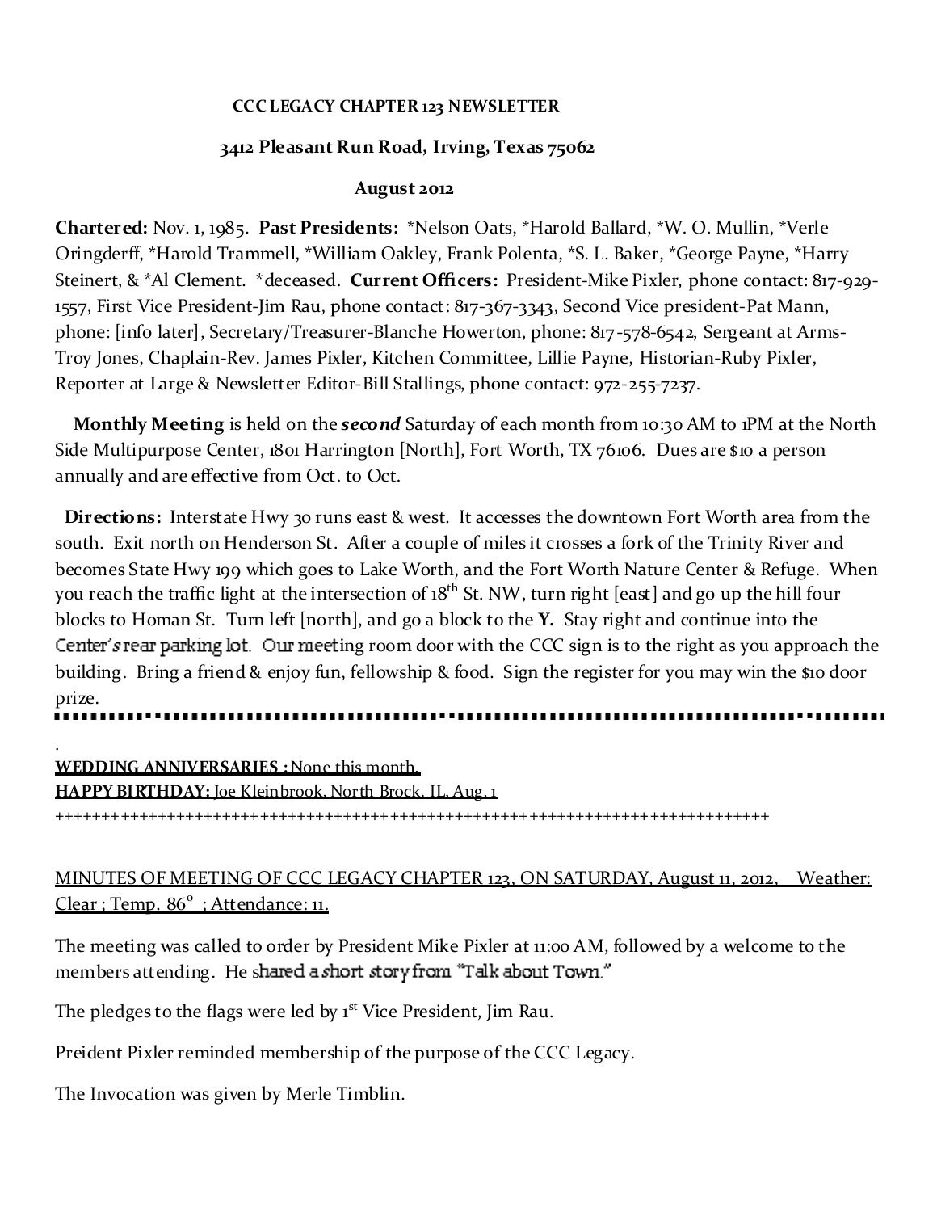**CCC LEGACY CHAPTER 123 NEWSLETTER**

**3412 Pleasant Run Road, Irving, Texas 75062**

**August 2012**

**Chartered:** Nov. 1, 1985. **Past Presidents:** *Nelson Oats, *Harold Ballard, *W. O. Mullin, *Verle Oringderff, *Harold Trammell, *William Oakley, Frank Polenta, *S. L. Baker, *George Payne, *Harry Steinert, & *Al Clement. *deceased. **Current Officers:** President-Mike Pixler, phone contact: 817-929-1557, First Vice President-Jim Rau, phone contact: 817-367-3343, Second Vice president-Pat Mann, phone: [info later], Secretary/Treasurer-Blanche Howerton, phone: 817-578-6542, Sergeant at Arms-Troy Jones, Chaplain-Rev. James Pixler, Kitchen Committee, Lillie Payne, Historian-Ruby Pixler, Reporter at Large & Newsletter Editor-Bill Stallings, phone contact: 972-255-7237.

**Monthly Meeting** is held on the ***second*** Saturday of each month from 10:30 AM to 1PM at the North Side Multipurpose Center, 1801 Harrington [North], Fort Worth, TX 76106. Dues are $10 a person annually and are effective from Oct. to Oct.

**Directions:** Interstate Hwy 30 runs east & west. It accesses the downtown Fort Worth area from the south. Exit north on Henderson St. After a couple of miles it crosses a fork of the Trinity River and becomes State Hwy 199 which goes to Lake Worth, and the Fort Worth Nature Center & Refuge. When you reach the traffic light at the intersection of 18th St. NW, turn right [east] and go up the hill four blocks to Homan St. Turn left [north], and go a block to the **Y.** Stay right and continue into the Center's rear parking lot. Our meeting room door with the CCC sign is to the right as you approach the building. Bring a friend & enjoy fun, fellowship & food. Sign the register for you may win the $10 door prize.

---

.

**WEDDING ANNIVERSARIES :** None this month.

**HAPPY BIRTHDAY:** Joe Kleinbrook, North Brock, IL, Aug. 1

++++++++++++++++++++++++++++++++++++++++++++++++++++++++++++++++++++++++++++++++

MINUTES OF MEETING OF CCC LEGACY CHAPTER 123, ON SATURDAY, August 11, 2012, Weather: Clear ; Temp. 86° ; Attendance: 11.

The meeting was called to order by President Mike Pixler at 11:00 AM, followed by a welcome to the members attending. He shared a short story from "Talk about Town."

The pledges to the flags were led by 1st Vice President, Jim Rau.

Preident Pixler reminded membership of the purpose of the CCC Legacy.

The Invocation was given by Merle Timblin.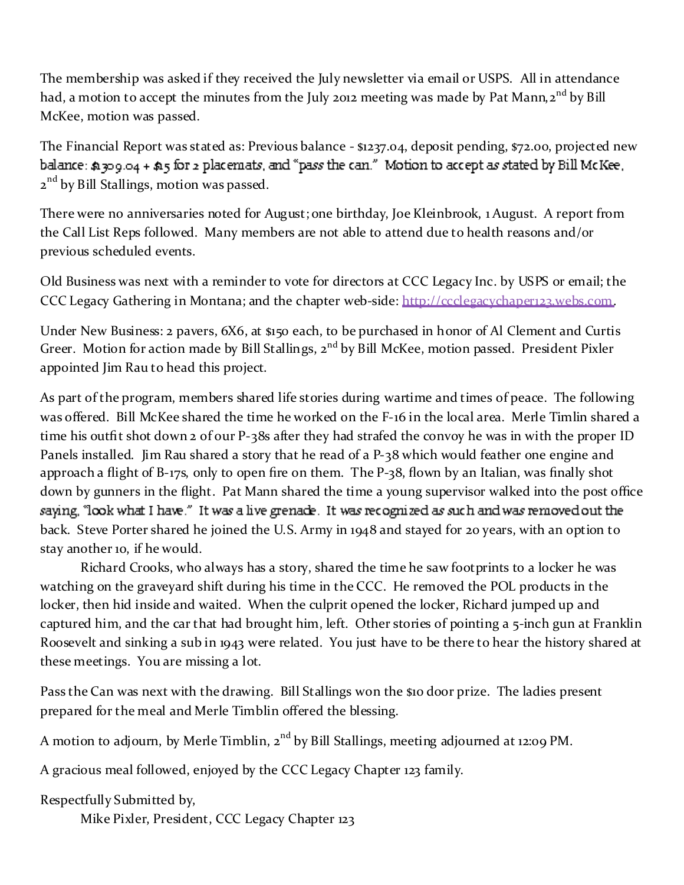The membership was asked if they received the July newsletter via email or USPS. All in attendance had, a motion to accept the minutes from the July 2012 meeting was made by Pat Mann, 2nd by Bill McKee, motion was passed.

The Financial Report was stated as: Previous balance - $1237.04, deposit pending, $72.00, projected new balance: $1309.04 + $15 for 2 placemats, and "pass the can." Motion to accept as stated by Bill McKee, 2nd by Bill Stallings, motion was passed.

There were no anniversaries noted for August; one birthday, Joe Kleinbrook, 1 August. A report from the Call List Reps followed. Many members are not able to attend due to health reasons and/or previous scheduled events.

Old Business was next with a reminder to vote for directors at CCC Legacy Inc. by USPS or email; the CCC Legacy Gathering in Montana; and the chapter web-side: [http://ccclegacychaper123.webs.com](http://ccclegacychaper123.webs.com).

Under New Business: 2 pavers, 6X6, at $150 each, to be purchased in honor of Al Clement and Curtis Greer. Motion for action made by Bill Stallings, 2nd by Bill McKee, motion passed. President Pixler appointed Jim Rau to head this project.

As part of the program, members shared life stories during wartime and times of peace. The following was offered. Bill McKee shared the time he worked on the F-16 in the local area. Merle Timlin shared a time his outfit shot down 2 of our P-38s after they had strafed the convoy he was in with the proper ID Panels installed. Jim Rau shared a story that he read of a P-38 which would feather one engine and approach a flight of B-17s, only to open fire on them. The P-38, flown by an Italian, was finally shot down by gunners in the flight. Pat Mann shared the time a young supervisor walked into the post office saying, "look what I have." It was a live grenade. It was recognized as such and was removed out the back. Steve Porter shared he joined the U.S. Army in 1948 and stayed for 20 years, with an option to stay another 10, if he would.

Richard Crooks, who always has a story, shared the time he saw footprints to a locker he was watching on the graveyard shift during his time in the CCC. He removed the POL products in the locker, then hid inside and waited. When the culprit opened the locker, Richard jumped up and captured him, and the car that had brought him, left. Other stories of pointing a 5-inch gun at Franklin Roosevelt and sinking a sub in 1943 were related. You just have to be there to hear the history shared at these meetings. You are missing a lot.

Pass the Can was next with the drawing. Bill Stallings won the $10 door prize. The ladies present prepared for the meal and Merle Timblin offered the blessing.

A motion to adjourn, by Merle Timblin, 2nd by Bill Stallings, meeting adjourned at 12:09 PM.

A gracious meal followed, enjoyed by the CCC Legacy Chapter 123 family.

Respectfully Submitted by,

Mike Pixler, President, CCC Legacy Chapter 123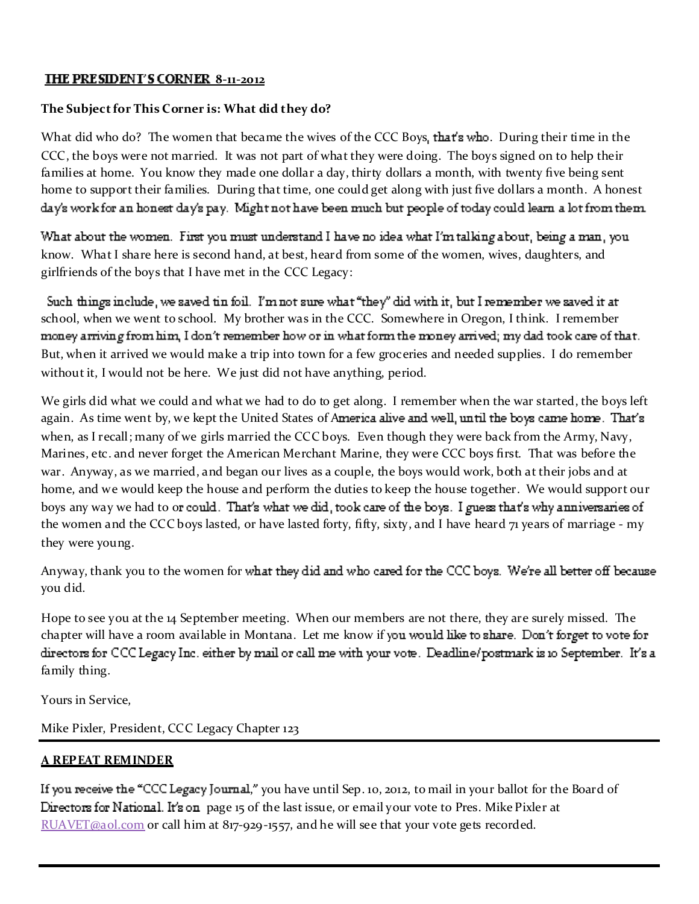**THE PRESIDENT'S CORNER 8-11-2012**

**The Subject for This Corner is: What did they do?**

What did who do? The women that became the wives of the CCC Boys, that's who. During their time in the CCC, the boys were not married. It was not part of what they were doing. The boys signed on to help their families at home. You know they made one dollar a day, thirty dollars a month, with twenty five being sent home to support their families. During that time, one could get along with just five dollars a month. A honest day's work for an honest day's pay. Might not have been much but people of today could learn a lot from them.

What about the women. First you must understand I have no idea what I'm talking about, being a man, you know. What I share here is second hand, at best, heard from some of the women, wives, daughters, and girlfriends of the boys that I have met in the CCC Legacy:

Such things include, we saved tin foil. I'm not sure what "they" did with it, but I remember we saved it at school, when we went to school. My brother was in the CCC. Somewhere in Oregon, I think. I remember money arriving from him, I don't remember how or in what form the money arrived; my dad took care of that. But, when it arrived we would make a trip into town for a few groceries and needed supplies. I do remember without it, I would not be here. We just did not have anything, period.

We girls did what we could and what we had to do to get along. I remember when the war started, the boys left again. As time went by, we kept the United States of America alive and well, until the boys came home. That's when, as I recall; many of we girls married the CCC boys. Even though they were back from the Army, Navy, Marines, etc. and never forget the American Merchant Marine, they were CCC boys first. That was before the war. Anyway, as we married, and began our lives as a couple, the boys would work, both at their jobs and at home, and we would keep the house and perform the duties to keep the house together. We would support our boys any way we had to or could. That's what we did, took care of the boys. I guess that's why anniversaries of the women and the CCC boys lasted, or have lasted forty, fifty, sixty, and I have heard 71 years of marriage - my they were young.

Anyway, thank you to the women for what they did and who cared for the CCC boys. We're all better off because you did.

Hope to see you at the 14 September meeting. When our members are not there, they are surely missed. The chapter will have a room available in Montana. Let me know if you would like to share. Don't forget to vote for directors for CCC Legacy Inc. either by mail or call me with your vote. Deadline/postmark is 10 September. It's a family thing.

Yours in Service,

Mike Pixler, President, CCC Legacy Chapter 123

---

**A REPEAT REMINDER**

If you receive the "CCC Legacy Journal," you have until Sep. 10, 2012, to mail in your ballot for the Board of Directors for National. It's on page 15 of the last issue, or email your vote to Pres. Mike Pixler at RUAVET@aol.com or call him at 817-929-1557, and he will see that your vote gets recorded.

---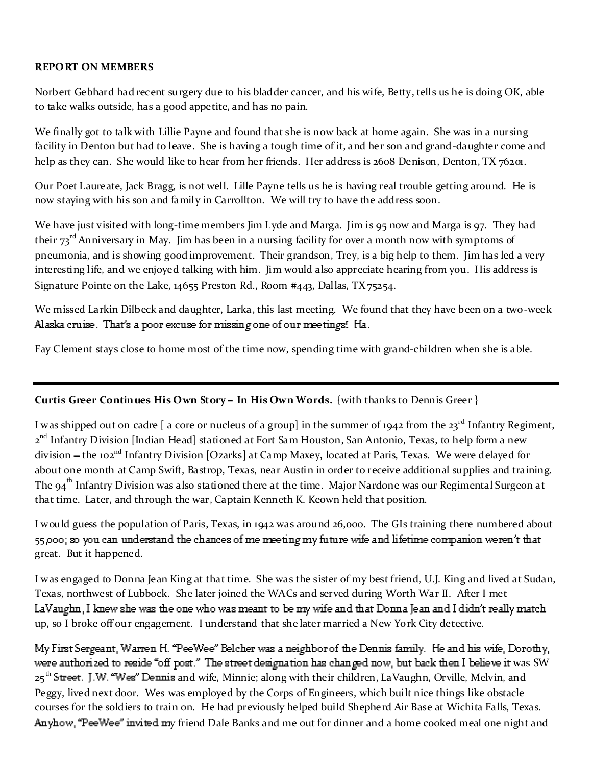**REPORT ON MEMBERS**

Norbert Gebhard had recent surgery due to his bladder cancer, and his wife, Betty, tells us he is doing OK, able to take walks outside, has a good appetite, and has no pain.

We finally got to talk with Lillie Payne and found that she is now back at home again. She was in a nursing facility in Denton but had to leave. She is having a tough time of it, and her son and grand-daughter come and help as they can. She would like to hear from her friends. Her address is 2608 Denison, Denton, TX 76201.

Our Poet Laureate, Jack Bragg, is not well. Lille Payne tells us he is having real trouble getting around. He is now staying with his son and family in Carrollton. We will try to have the address soon.

We have just visited with long-time members Jim Lyde and Marga. Jim is 95 now and Marga is 97. They had their 73rd Anniversary in May. Jim has been in a nursing facility for over a month now with symptoms of pneumonia, and is showing good improvement. Their grandson, Trey, is a big help to them. Jim has led a very interesting life, and we enjoyed talking with him. Jim would also appreciate hearing from you. His address is Signature Pointe on the Lake, 14655 Preston Rd., Room #443, Dallas, TX 75254.

We missed Larkin Dilbeck and daughter, Larka, this last meeting. We found that they have been on a two-week Alaska cruise. That's a poor excuse for missing one of our meetings! Ha.

Fay Clement stays close to home most of the time now, spending time with grand-children when she is able.

---

**Curtis Greer Continues His Own Story – In His Own Words.** {with thanks to Dennis Greer }

I was shipped out on cadre [ a core or nucleus of a group] in the summer of 1942 from the 23rd Infantry Regiment, 2nd Infantry Division [Indian Head] stationed at Fort Sam Houston, San Antonio, Texas, to help form a new division – the 102nd Infantry Division [Ozarks] at Camp Maxey, located at Paris, Texas. We were delayed for about one month at Camp Swift, Bastrop, Texas, near Austin in order to receive additional supplies and training. The 94th Infantry Division was also stationed there at the time. Major Nardone was our Regimental Surgeon at that time. Later, and through the war, Captain Kenneth K. Keown held that position.

I would guess the population of Paris, Texas, in 1942 was around 26,000. The GIs training there numbered about 55,000; so you can understand the chances of me meeting my future wife and lifetime companion weren't that great. But it happened.

I was engaged to Donna Jean King at that time. She was the sister of my best friend, U.J. King and lived at Sudan, Texas, northwest of Lubbock. She later joined the WACs and served during Worth War II. After I met LaVaughn, I knew she was the one who was meant to be my wife and that Donna Jean and I didn't really match up, so I broke off our engagement. I understand that she later married a New York City detective.

My First Sergeant, Warren H. "PeeWee" Belcher was a neighbor of the Dennis family. He and his wife, Dorothy, were authorized to reside "off post." The street designation has changed now, but back then I believe it was SW 25th Street. J.W. "Wes" Dennis and wife, Minnie; along with their children, LaVaughn, Orville, Melvin, and Peggy, lived next door. Wes was employed by the Corps of Engineers, which built nice things like obstacle courses for the soldiers to train on. He had previously helped build Shepherd Air Base at Wichita Falls, Texas. Anyhow, "PeeWee" invited my friend Dale Banks and me out for dinner and a home cooked meal one night and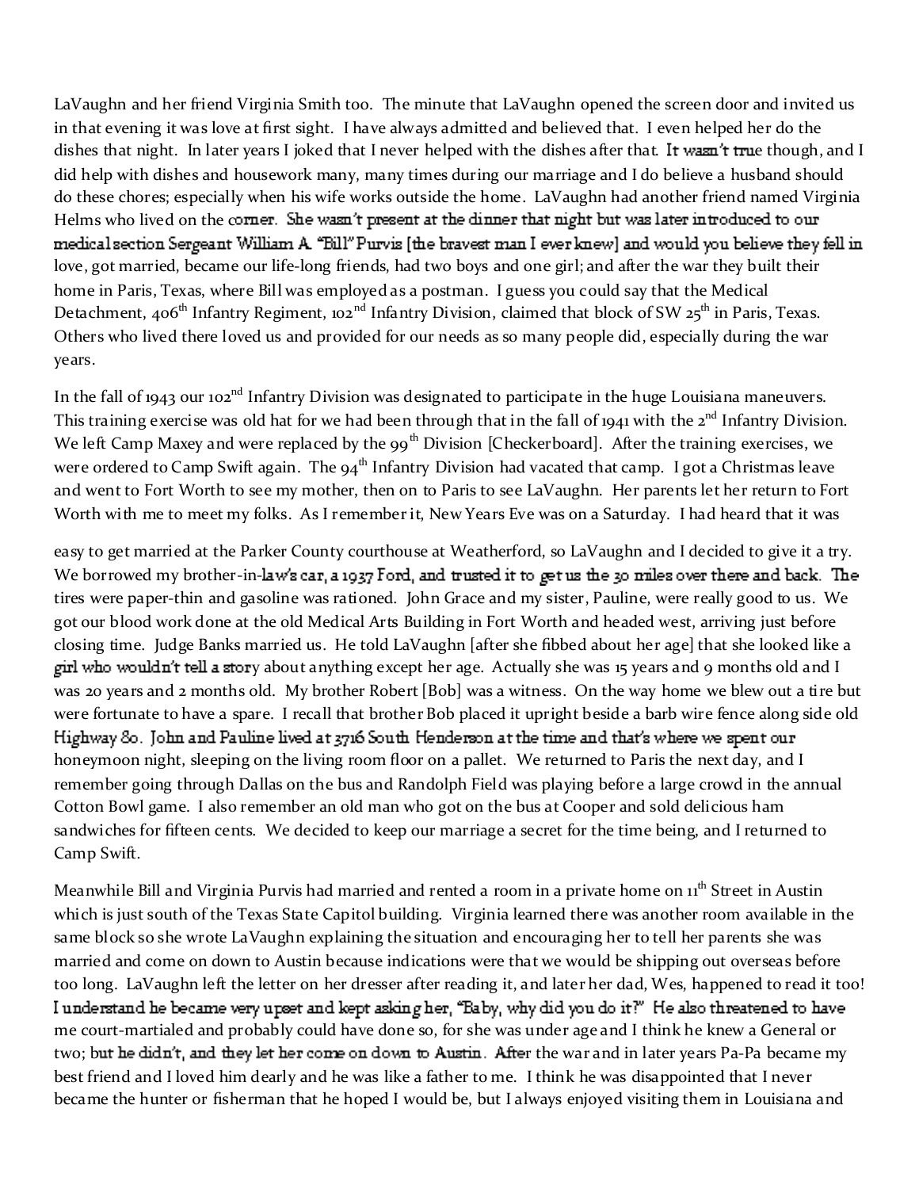LaVaughn and her friend Virginia Smith too. The minute that LaVaughn opened the screen door and invited us in that evening it was love at first sight. I have always admitted and believed that. I even helped her do the dishes that night. In later years I joked that I never helped with the dishes after that. It wasn't true though, and I did help with dishes and housework many, many times during our marriage and I do believe a husband should do these chores; especially when his wife works outside the home. LaVaughn had another friend named Virginia Helms who lived on the corner. She wasn't present at the dinner that night but was later introduced to our medical section Sergeant William A. "Bill" Purvis [the bravest man I ever knew] and would you believe they fell in love, got married, became our life-long friends, had two boys and one girl; and after the war they built their home in Paris, Texas, where Bill was employed as a postman. I guess you could say that the Medical Detachment, 406th Infantry Regiment, 102nd Infantry Division, claimed that block of SW 25th in Paris, Texas. Others who lived there loved us and provided for our needs as so many people did, especially during the war years.

In the fall of 1943 our 102nd Infantry Division was designated to participate in the huge Louisiana maneuvers. This training exercise was old hat for we had been through that in the fall of 1941 with the 2nd Infantry Division. We left Camp Maxey and were replaced by the 99th Division [Checkerboard]. After the training exercises, we were ordered to Camp Swift again. The 94th Infantry Division had vacated that camp. I got a Christmas leave and went to Fort Worth to see my mother, then on to Paris to see LaVaughn. Her parents let her return to Fort Worth with me to meet my folks. As I remember it, New Years Eve was on a Saturday. I had heard that it was easy to get married at the Parker County courthouse at Weatherford, so LaVaughn and I decided to give it a try. We borrowed my brother-in-law's car, a 1937 Ford, and trusted it to get us the 30 miles over there and back. The tires were paper-thin and gasoline was rationed. John Grace and my sister, Pauline, were really good to us. We got our blood work done at the old Medical Arts Building in Fort Worth and headed west, arriving just before closing time. Judge Banks married us. He told LaVaughn [after she fibbed about her age] that she looked like a girl who wouldn't tell a story about anything except her age. Actually she was 15 years and 9 months old and I was 20 years and 2 months old. My brother Robert [Bob] was a witness. On the way home we blew out a tire but were fortunate to have a spare. I recall that brother Bob placed it upright beside a barb wire fence along side old Highway 80. John and Pauline lived at 3716 South Henderson at the time and that's where we spent our honeymoon night, sleeping on the living room floor on a pallet. We returned to Paris the next day, and I remember going through Dallas on the bus and Randolph Field was playing before a large crowd in the annual Cotton Bowl game. I also remember an old man who got on the bus at Cooper and sold delicious ham sandwiches for fifteen cents. We decided to keep our marriage a secret for the time being, and I returned to Camp Swift.

Meanwhile Bill and Virginia Purvis had married and rented a room in a private home on 11th Street in Austin which is just south of the Texas State Capitol building. Virginia learned there was another room available in the same block so she wrote LaVaughn explaining the situation and encouraging her to tell her parents she was married and come on down to Austin because indications were that we would be shipping out overseas before too long. LaVaughn left the letter on her dresser after reading it, and later her dad, Wes, happened to read it too! I understand he became very upset and kept asking her, "Baby, why did you do it?" He also threatened to have me court-martialed and probably could have done so, for she was under age and I think he knew a General or two; but he didn't, and they let her come on down to Austin. After the war and in later years Pa-Pa became my best friend and I loved him dearly and he was like a father to me. I think he was disappointed that I never became the hunter or fisherman that he hoped I would be, but I always enjoyed visiting them in Louisiana and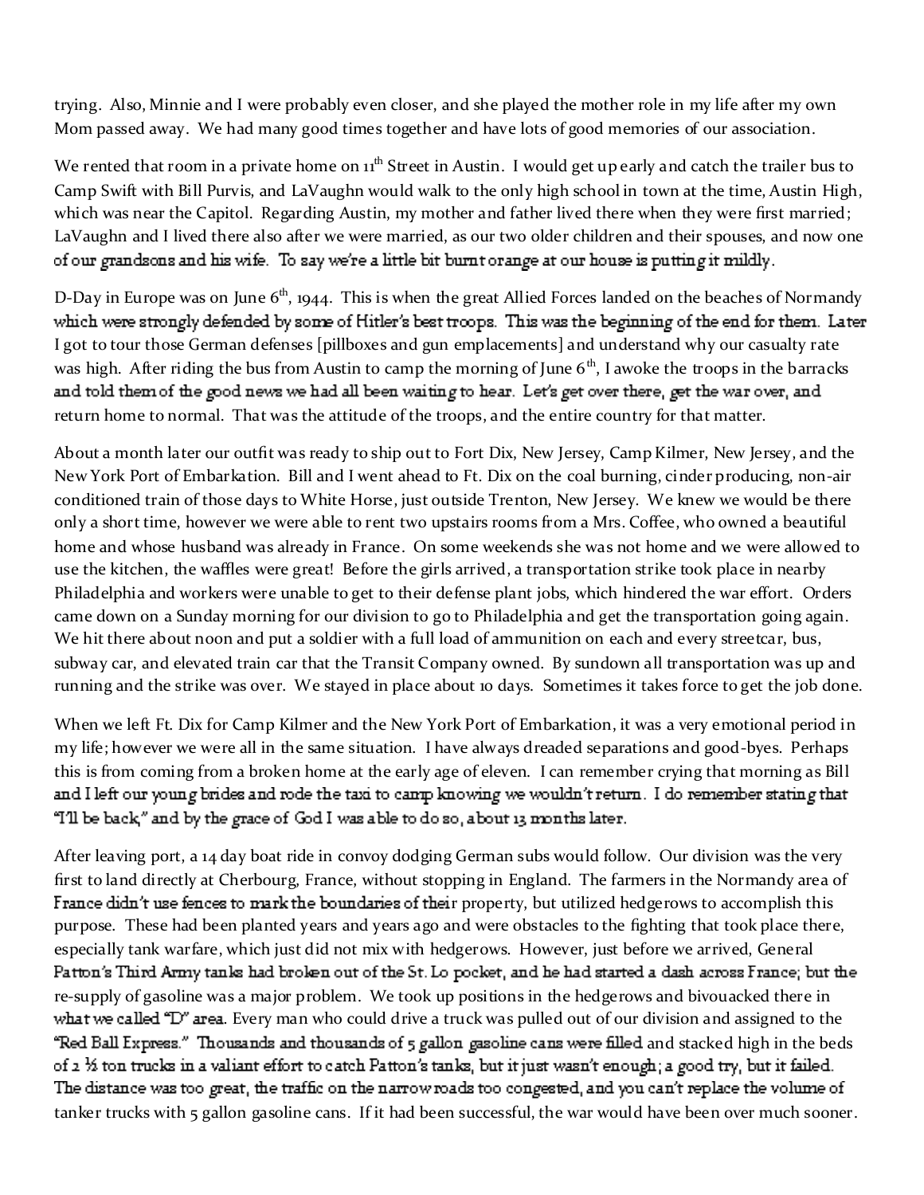trying. Also, Minnie and I were probably even closer, and she played the mother role in my life after my own Mom passed away. We had many good times together and have lots of good memories of our association.

We rented that room in a private home on 11th Street in Austin. I would get up early and catch the trailer bus to Camp Swift with Bill Purvis, and LaVaughn would walk to the only high school in town at the time, Austin High, which was near the Capitol. Regarding Austin, my mother and father lived there when they were first married; LaVaughn and I lived there also after we were married, as our two older children and their spouses, and now one of our grandsons and his wife. To say we're a little bit burnt orange at our house is putting it mildly.

D-Day in Europe was on June 6th, 1944. This is when the great Allied Forces landed on the beaches of Normandy which were strongly defended by some of Hitler's best troops. This was the beginning of the end for them. Later I got to tour those German defenses [pillboxes and gun emplacements] and understand why our casualty rate was high. After riding the bus from Austin to camp the morning of June 6th, I awoke the troops in the barracks and told them of the good news we had all been waiting to hear. Let's get over there, get the war over, and return home to normal. That was the attitude of the troops, and the entire country for that matter.

About a month later our outfit was ready to ship out to Fort Dix, New Jersey, Camp Kilmer, New Jersey, and the New York Port of Embarkation. Bill and I went ahead to Ft. Dix on the coal burning, cinder producing, non-air conditioned train of those days to White Horse, just outside Trenton, New Jersey. We knew we would be there only a short time, however we were able to rent two upstairs rooms from a Mrs. Coffee, who owned a beautiful home and whose husband was already in France. On some weekends she was not home and we were allowed to use the kitchen, the waffles were great! Before the girls arrived, a transportation strike took place in nearby Philadelphia and workers were unable to get to their defense plant jobs, which hindered the war effort. Orders came down on a Sunday morning for our division to go to Philadelphia and get the transportation going again. We hit there about noon and put a soldier with a full load of ammunition on each and every streetcar, bus, subway car, and elevated train car that the Transit Company owned. By sundown all transportation was up and running and the strike was over. We stayed in place about 10 days. Sometimes it takes force to get the job done.

When we left Ft. Dix for Camp Kilmer and the New York Port of Embarkation, it was a very emotional period in my life; however we were all in the same situation. I have always dreaded separations and good-byes. Perhaps this is from coming from a broken home at the early age of eleven. I can remember crying that morning as Bill and I left our young brides and rode the taxi to camp knowing we wouldn't return. I do remember stating that "I'll be back," and by the grace of God I was able to do so, about 13 months later.

After leaving port, a 14 day boat ride in convoy dodging German subs would follow. Our division was the very first to land directly at Cherbourg, France, without stopping in England. The farmers in the Normandy area of France didn't use fences to mark the boundaries of their property, but utilized hedgerows to accomplish this purpose. These had been planted years and years ago and were obstacles to the fighting that took place there, especially tank warfare, which just did not mix with hedgerows. However, just before we arrived, General Patton's Third Army tanks had broken out of the St. Lo pocket, and he had started a dash across France; but the re-supply of gasoline was a major problem. We took up positions in the hedgerows and bivouacked there in what we called "D" area. Every man who could drive a truck was pulled out of our division and assigned to the "Red Ball Express." Thousands and thousands of 5 gallon gasoline cans were filled and stacked high in the beds of 2 ½ ton trucks in a valiant effort to catch Patton's tanks, but it just wasn't enough; a good try, but it failed. The distance was too great, the traffic on the narrow roads too congested, and you can't replace the volume of tanker trucks with 5 gallon gasoline cans. If it had been successful, the war would have been over much sooner.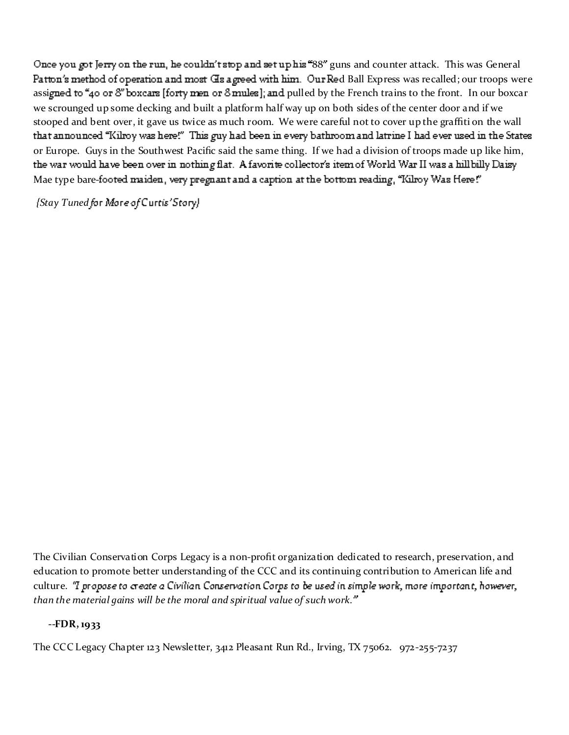Once you got Jerry on the run, he couldn't stop and set up his "88" guns and counter attack. This was General Patton's method of operation and most GIs agreed with him. Our Red Ball Express was recalled; our troops were assigned to "40 or 8" boxcars [forty men or 8 mules]; and pulled by the French trains to the front. In our boxcar we scrounged up some decking and built a platform half way up on both sides of the center door and if we stooped and bent over, it gave us twice as much room. We were careful not to cover up the graffiti on the wall that announced "Kilroy was here!" This guy had been in every bathroom and latrine I had ever used in the States or Europe. Guys in the Southwest Pacific said the same thing. If we had a division of troops made up like him, the war would have been over in nothing flat. A favorite collector's item of World War II was a hillbilly Daisy Mae type bare-footed maiden, very pregnant and a caption at the bottom reading, "Kilroy Was Here!"

*(Stay Tuned for More of Curtis' Story)*

The Civilian Conservation Corps Legacy is a non-profit organization dedicated to research, preservation, and education to promote better understanding of the CCC and its continuing contribution to American life and culture. *"I propose to create a Civilian Conservation Corps to be used in simple work, more important, however, than the material gains will be the moral and spiritual value of such work."*

**--FDR, 1933**

The CCC Legacy Chapter 123 Newsletter, 3412 Pleasant Run Rd., Irving, TX 75062. 972-255-7237